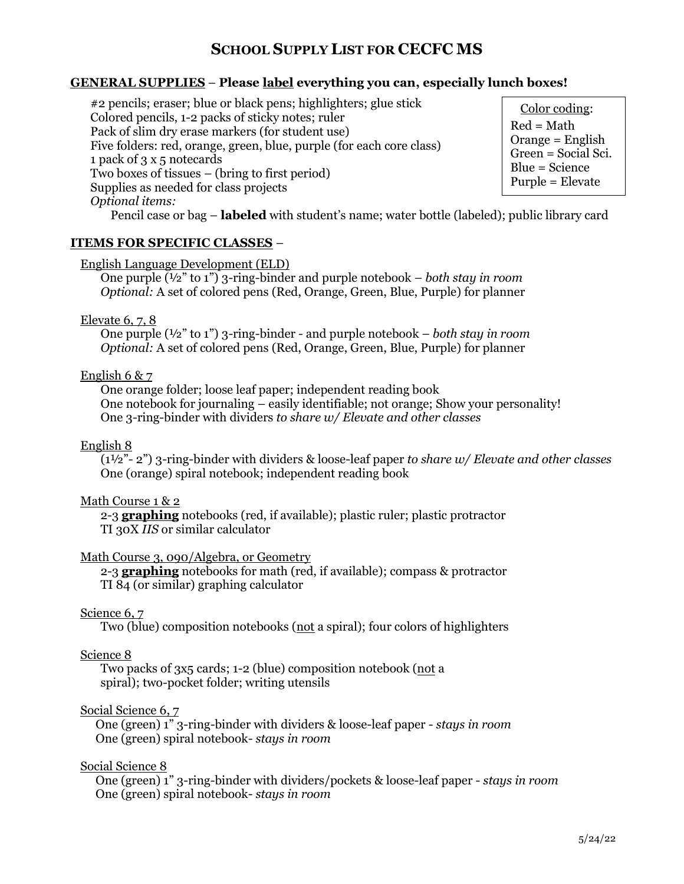# SCHOOL SUPPLY LIST FOR CECFC MS

## GENERAL SUPPLIES – Please label everything you can, especially lunch boxes!

#2 pencils; eraser; blue or black pens; highlighters; glue stick
Colored pencils, 1-2 packs of sticky notes; ruler
Pack of slim dry erase markers (for student use)
Five folders: red, orange, green, blue, purple (for each core class)
1 pack of 3 x 5 notecards
Two boxes of tissues – (bring to first period)
Supplies as needed for class projects
*Optional items:*
Pencil case or bag – **labeled** with student's name; water bottle (labeled); public library card

Color coding:
Red = Math
Orange = English
Green = Social Sci.
Blue = Science
Purple = Elevate

## ITEMS FOR SPECIFIC CLASSES –

English Language Development (ELD)
One purple (½" to 1") 3-ring-binder and purple notebook – *both stay in room*
*Optional:* A set of colored pens (Red, Orange, Green, Blue, Purple) for planner

Elevate 6, 7, 8
One purple (½" to 1") 3-ring-binder - and purple notebook – *both stay in room*
*Optional:* A set of colored pens (Red, Orange, Green, Blue, Purple) for planner

English 6 & 7
One orange folder; loose leaf paper; independent reading book
One notebook for journaling – easily identifiable; not orange; Show your personality!
One 3-ring-binder with dividers *to share w/ Elevate and other classes*

English 8
(1½"- 2") 3-ring-binder with dividers & loose-leaf paper *to share w/ Elevate and other classes*
One (orange) spiral notebook; independent reading book

Math Course 1 & 2
2-3 **graphing** notebooks (red, if available); plastic ruler; plastic protractor
TI 30X *IIS* or similar calculator

Math Course 3, 090/Algebra, or Geometry
2-3 **graphing** notebooks for math (red, if available); compass & protractor
TI 84 (or similar) graphing calculator

Science 6, 7
Two (blue) composition notebooks (not a spiral); four colors of highlighters

Science 8
Two packs of 3x5 cards; 1-2 (blue) composition notebook (not a spiral); two-pocket folder; writing utensils

Social Science 6, 7
One (green) 1" 3-ring-binder with dividers & loose-leaf paper - *stays in room*
One (green) spiral notebook- *stays in room*

Social Science 8
One (green) 1" 3-ring-binder with dividers/pockets & loose-leaf paper - *stays in room*
One (green) spiral notebook- *stays in room*

5/24/22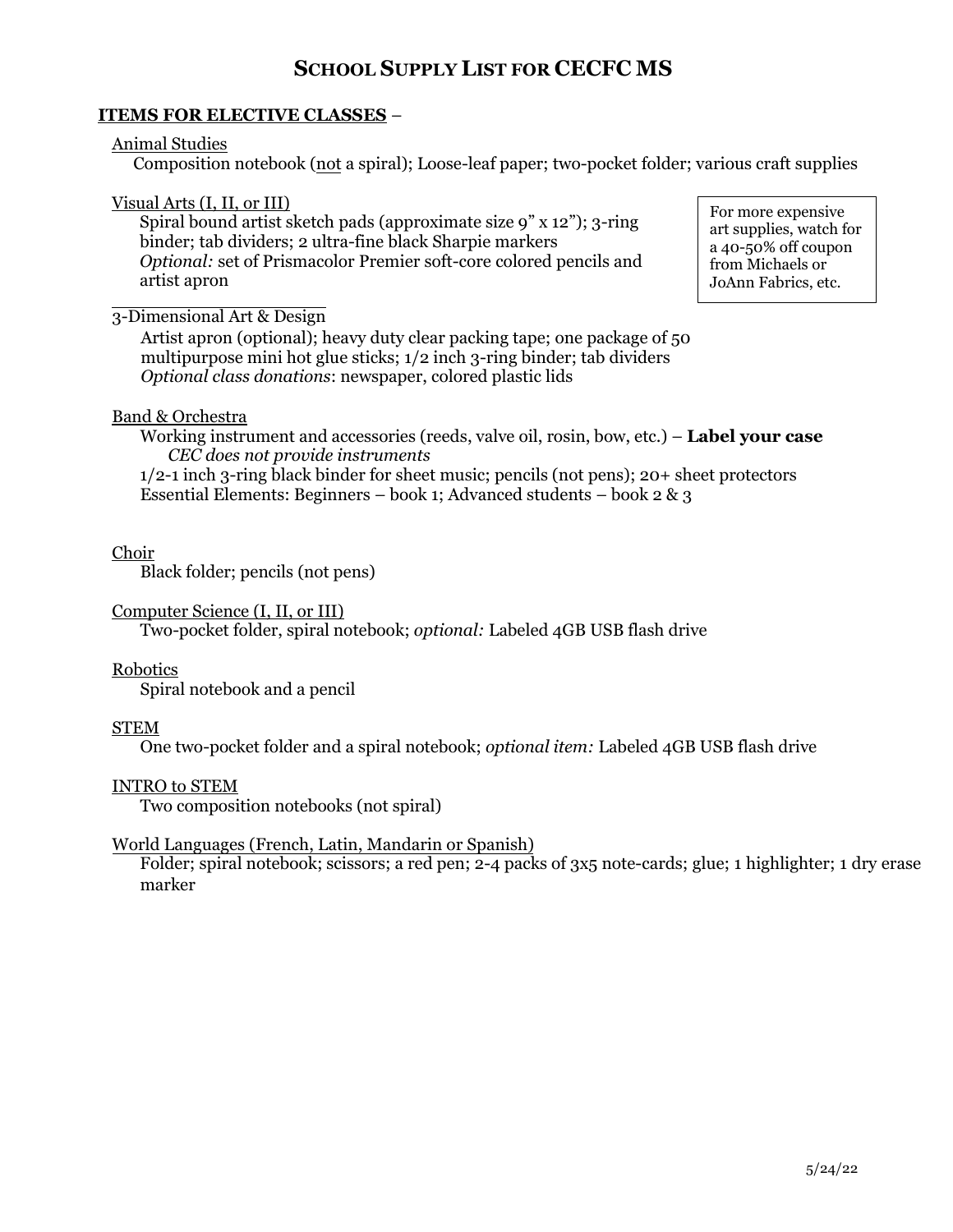# SCHOOL SUPPLY LIST FOR CECFC MS

**ITEMS FOR ELECTIVE CLASSES** –

Animal Studies

Composition notebook (not a spiral); Loose-leaf paper; two-pocket folder; various craft supplies

Visual Arts (I, II, or III)

Spiral bound artist sketch pads (approximate size 9" x 12"); 3-ring binder; tab dividers; 2 ultra-fine black Sharpie markers
*Optional:* set of Prismacolor Premier soft-core colored pencils and artist apron

For more expensive art supplies, watch for a 40-50% off coupon from Michaels or JoAnn Fabrics, etc.

3-Dimensional Art & Design

Artist apron (optional); heavy duty clear packing tape; one package of 50 multipurpose mini hot glue sticks; 1/2 inch 3-ring binder; tab dividers
*Optional class donations*: newspaper, colored plastic lids

Band & Orchestra

Working instrument and accessories (reeds, valve oil, rosin, bow, etc.) – **Label your case**
*CEC does not provide instruments*
1/2-1 inch 3-ring black binder for sheet music; pencils (not pens); 20+ sheet protectors
Essential Elements: Beginners – book 1; Advanced students – book 2 & 3

Choir

Black folder; pencils (not pens)

Computer Science (I, II, or III)

Two-pocket folder, spiral notebook; *optional:* Labeled 4GB USB flash drive

Robotics

Spiral notebook and a pencil

STEM

One two-pocket folder and a spiral notebook; *optional item:* Labeled 4GB USB flash drive

INTRO to STEM

Two composition notebooks (not spiral)

World Languages (French, Latin, Mandarin or Spanish)

Folder; spiral notebook; scissors; a red pen; 2-4 packs of 3x5 note-cards; glue; 1 highlighter; 1 dry erase marker

5/24/22